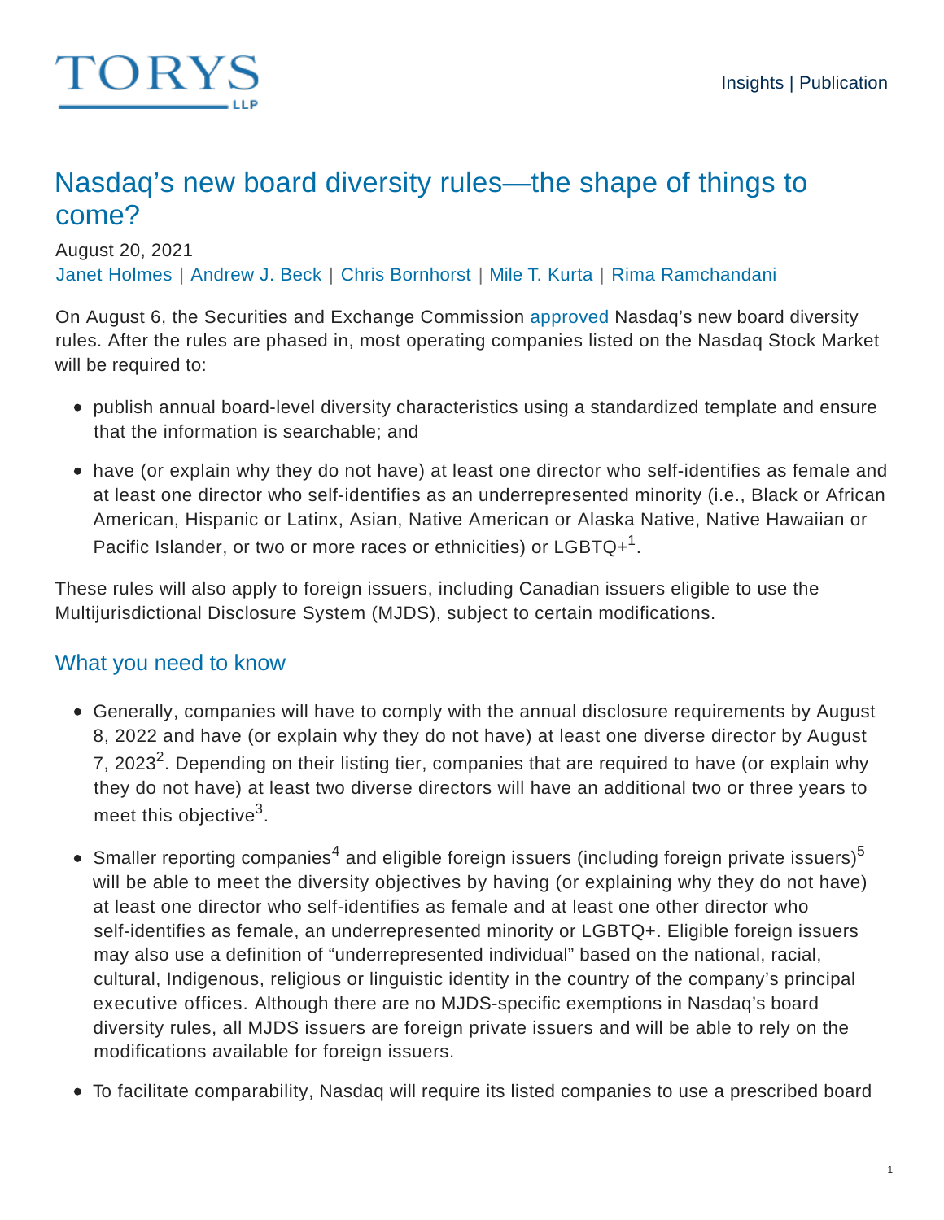TORYS LLP

Insights | Publication

# Nasdaq's new board diversity rules—the shape of things to come?

August 20, 2021

Janet Holmes | Andrew J. Beck | Chris Bornhorst | Mile T. Kurta | Rima Ramchandani

On August 6, the Securities and Exchange Commission approved Nasdaq's new board diversity rules. After the rules are phased in, most operating companies listed on the Nasdaq Stock Market will be required to:

- publish annual board-level diversity characteristics using a standardized template and ensure that the information is searchable; and
- have (or explain why they do not have) at least one director who self-identifies as female and at least one director who self-identifies as an underrepresented minority (i.e., Black or African American, Hispanic or Latinx, Asian, Native American or Alaska Native, Native Hawaiian or Pacific Islander, or two or more races or ethnicities) or LGBTQ+[1].

These rules will also apply to foreign issuers, including Canadian issuers eligible to use the Multijurisdictional Disclosure System (MJDS), subject to certain modifications.

## What you need to know

- Generally, companies will have to comply with the annual disclosure requirements by August 8, 2022 and have (or explain why they do not have) at least one diverse director by August 7, 2023[2]. Depending on their listing tier, companies that are required to have (or explain why they do not have) at least two diverse directors will have an additional two or three years to meet this objective[3].
- Smaller reporting companies[4] and eligible foreign issuers (including foreign private issuers)[5] will be able to meet the diversity objectives by having (or explaining why they do not have) at least one director who self-identifies as female and at least one other director who self-identifies as female, an underrepresented minority or LGBTQ+. Eligible foreign issuers may also use a definition of "underrepresented individual" based on the national, racial, cultural, Indigenous, religious or linguistic identity in the country of the company's principal executive offices. Although there are no MJDS-specific exemptions in Nasdaq's board diversity rules, all MJDS issuers are foreign private issuers and will be able to rely on the modifications available for foreign issuers.
- To facilitate comparability, Nasdaq will require its listed companies to use a prescribed board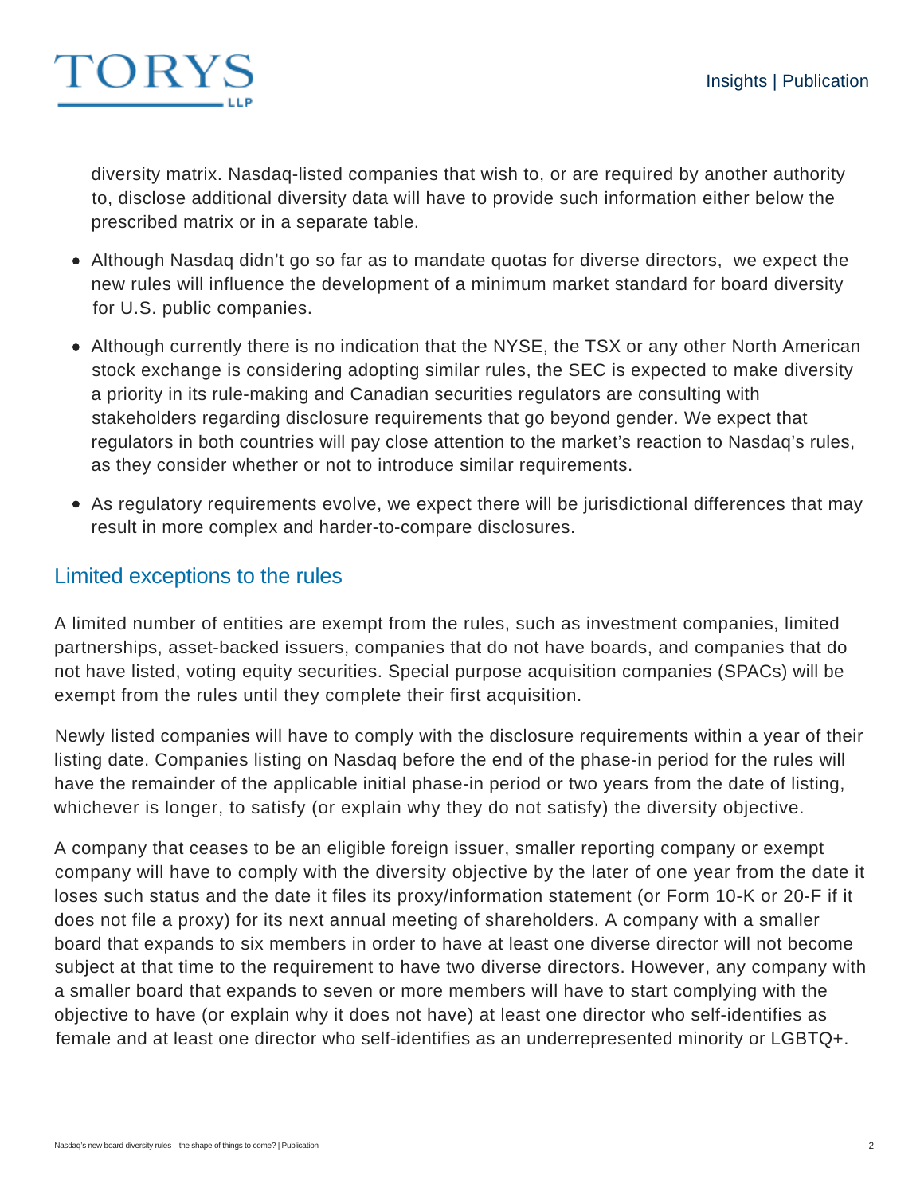diversity matrix. Nasdaq-listed companies that wish to, or are required by another authority to, disclose additional diversity data will have to provide such information either below the prescribed matrix or in a separate table.

- Although Nasdaq didn't go so far as to mandate quotas for diverse directors, we expect the new rules will influence the development of a minimum market standard for board diversity for U.S. public companies.
- Although currently there is no indication that the NYSE, the TSX or any other North American stock exchange is considering adopting similar rules, the SEC is expected to make diversity a priority in its rule-making and Canadian securities regulators are consulting with stakeholders regarding disclosure requirements that go beyond gender. We expect that regulators in both countries will pay close attention to the market's reaction to Nasdaq's rules, as they consider whether or not to introduce similar requirements.
- As regulatory requirements evolve, we expect there will be jurisdictional differences that may result in more complex and harder-to-compare disclosures.

## Limited exceptions to the rules

A limited number of entities are exempt from the rules, such as investment companies, limited partnerships, asset-backed issuers, companies that do not have boards, and companies that do not have listed, voting equity securities. Special purpose acquisition companies (SPACs) will be exempt from the rules until they complete their first acquisition.

Newly listed companies will have to comply with the disclosure requirements within a year of their listing date. Companies listing on Nasdaq before the end of the phase-in period for the rules will have the remainder of the applicable initial phase-in period or two years from the date of listing, whichever is longer, to satisfy (or explain why they do not satisfy) the diversity objective.

A company that ceases to be an eligible foreign issuer, smaller reporting company or exempt company will have to comply with the diversity objective by the later of one year from the date it loses such status and the date it files its proxy/information statement (or Form 10-K or 20-F if it does not file a proxy) for its next annual meeting of shareholders. A company with a smaller board that expands to six members in order to have at least one diverse director will not become subject at that time to the requirement to have two diverse directors. However, any company with a smaller board that expands to seven or more members will have to start complying with the objective to have (or explain why it does not have) at least one director who self-identifies as female and at least one director who self-identifies as an underrepresented minority or LGBTQ+.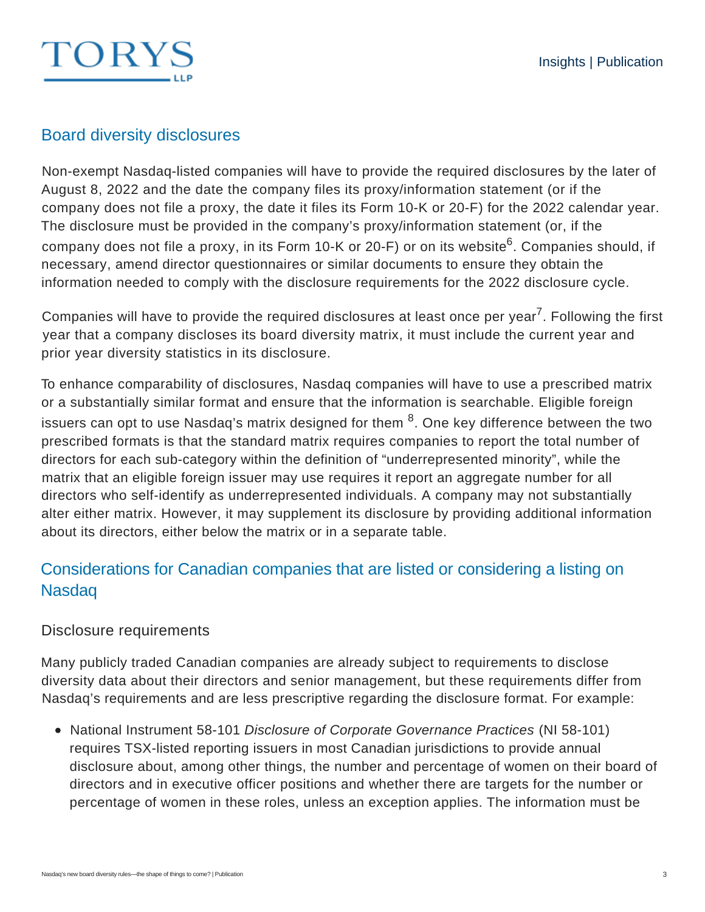## Board diversity disclosures

Non-exempt Nasdaq-listed companies will have to provide the required disclosures by the later of August 8, 2022 and the date the company files its proxy/information statement (or if the company does not file a proxy, the date it files its Form 10-K or 20-F) for the 2022 calendar year. The disclosure must be provided in the company's proxy/information statement (or, if the company does not file a proxy, in its Form 10-K or 20-F) or on its website[6]. Companies should, if necessary, amend director questionnaires or similar documents to ensure they obtain the information needed to comply with the disclosure requirements for the 2022 disclosure cycle.

Companies will have to provide the required disclosures at least once per year[7]. Following the first year that a company discloses its board diversity matrix, it must include the current year and prior year diversity statistics in its disclosure.

To enhance comparability of disclosures, Nasdaq companies will have to use a prescribed matrix or a substantially similar format and ensure that the information is searchable. Eligible foreign issuers can opt to use Nasdaq's matrix designed for them [8]. One key difference between the two prescribed formats is that the standard matrix requires companies to report the total number of directors for each sub-category within the definition of "underrepresented minority", while the matrix that an eligible foreign issuer may use requires it report an aggregate number for all directors who self-identify as underrepresented individuals. A company may not substantially alter either matrix. However, it may supplement its disclosure by providing additional information about its directors, either below the matrix or in a separate table.

## Considerations for Canadian companies that are listed or considering a listing on Nasdaq

### Disclosure requirements

Many publicly traded Canadian companies are already subject to requirements to disclose diversity data about their directors and senior management, but these requirements differ from Nasdaq's requirements and are less prescriptive regarding the disclosure format. For example:

- National Instrument 58-101 *Disclosure of Corporate Governance Practices* (NI 58-101) requires TSX-listed reporting issuers in most Canadian jurisdictions to provide annual disclosure about, among other things, the number and percentage of women on their board of directors and in executive officer positions and whether there are targets for the number or percentage of women in these roles, unless an exception applies. The information must be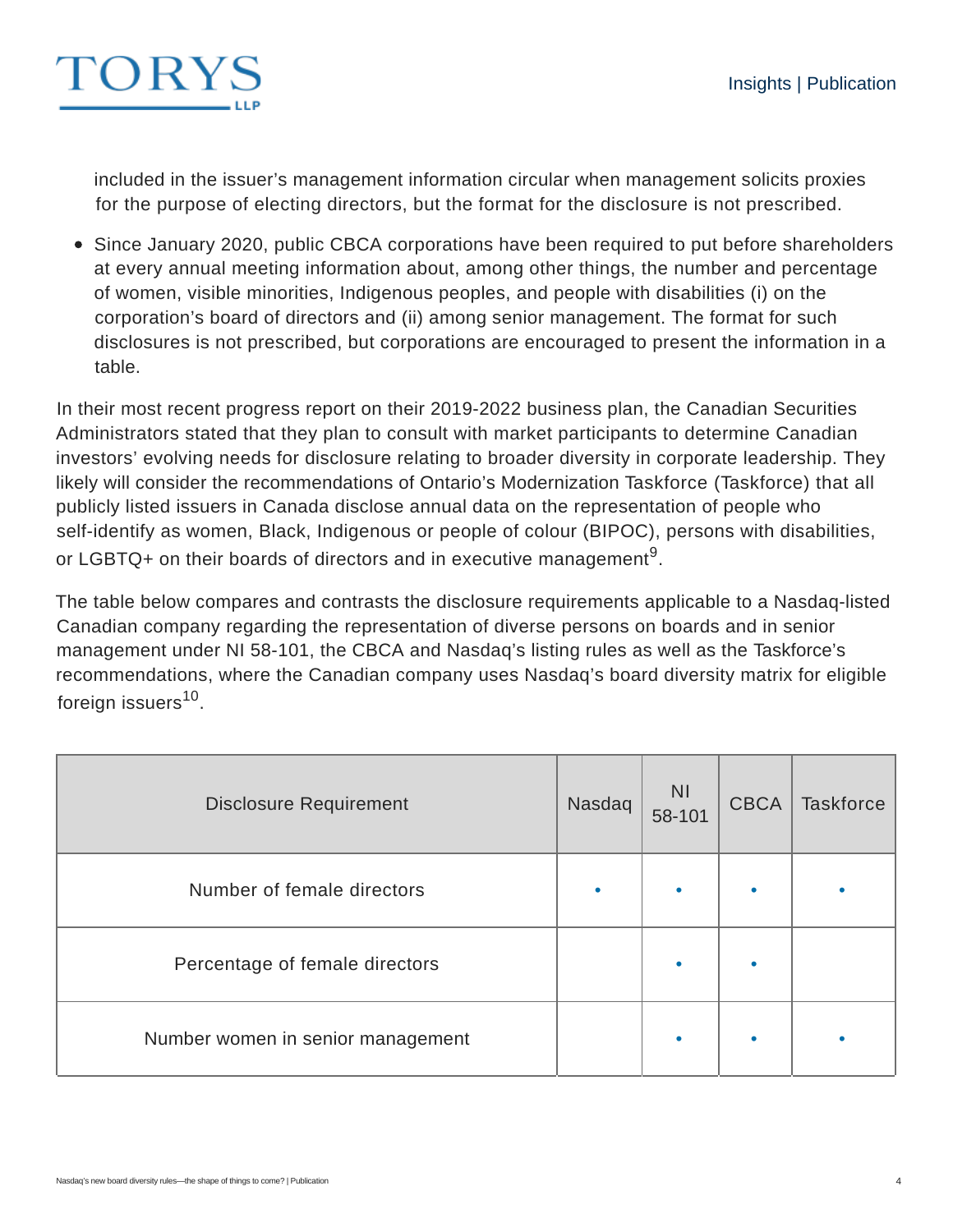included in the issuer's management information circular when management solicits proxies for the purpose of electing directors, but the format for the disclosure is not prescribed.

- Since January 2020, public CBCA corporations have been required to put before shareholders at every annual meeting information about, among other things, the number and percentage of women, visible minorities, Indigenous peoples, and people with disabilities (i) on the corporation's board of directors and (ii) among senior management. The format for such disclosures is not prescribed, but corporations are encouraged to present the information in a table.

In their most recent progress report on their 2019-2022 business plan, the Canadian Securities Administrators stated that they plan to consult with market participants to determine Canadian investors' evolving needs for disclosure relating to broader diversity in corporate leadership. They likely will consider the recommendations of Ontario's Modernization Taskforce (Taskforce) that all publicly listed issuers in Canada disclose annual data on the representation of people who self-identify as women, Black, Indigenous or people of colour (BIPOC), persons with disabilities, or LGBTQ+ on their boards of directors and in executive management[9].

The table below compares and contrasts the disclosure requirements applicable to a Nasdaq-listed Canadian company regarding the representation of diverse persons on boards and in senior management under NI 58-101, the CBCA and Nasdaq's listing rules as well as the Taskforce's recommendations, where the Canadian company uses Nasdaq's board diversity matrix for eligible foreign issuers[10].

| Disclosure Requirement | Nasdaq | NI 58-101 | CBCA | Taskforce |
|---|---|---|---|---|
| Number of female directors | • | • | • | • |
| Percentage of female directors | | • | • | |
| Number women in senior management | | • | • | • |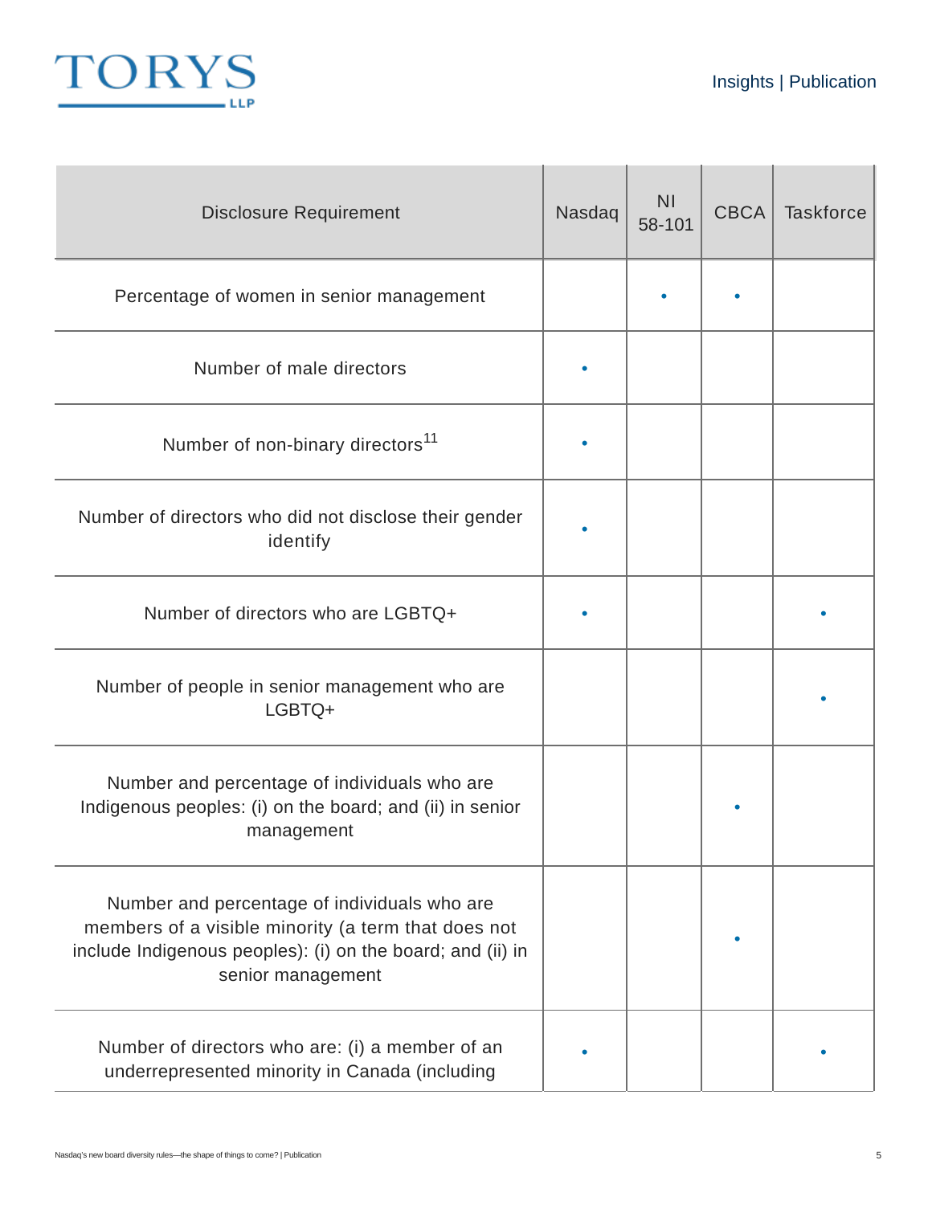| Disclosure Requirement | Nasdaq | NI 58-101 | CBCA | Taskforce |
|---|---|---|---|---|
| Percentage of women in senior management | | • | • | |
| Number of male directors | • | | | |
| Number of non-binary directors[11] | • | | | |
| Number of directors who did not disclose their gender identify | • | | | |
| Number of directors who are LGBTQ+ | • | | | • |
| Number of people in senior management who are LGBTQ+ | | | | • |
| Number and percentage of individuals who are Indigenous peoples: (i) on the board; and (ii) in senior management | | | • | |
| Number and percentage of individuals who are members of a visible minority (a term that does not include Indigenous peoples): (i) on the board; and (ii) in senior management | | | • | |
| Number of directors who are: (i) a member of an underrepresented minority in Canada (including | • | | | • |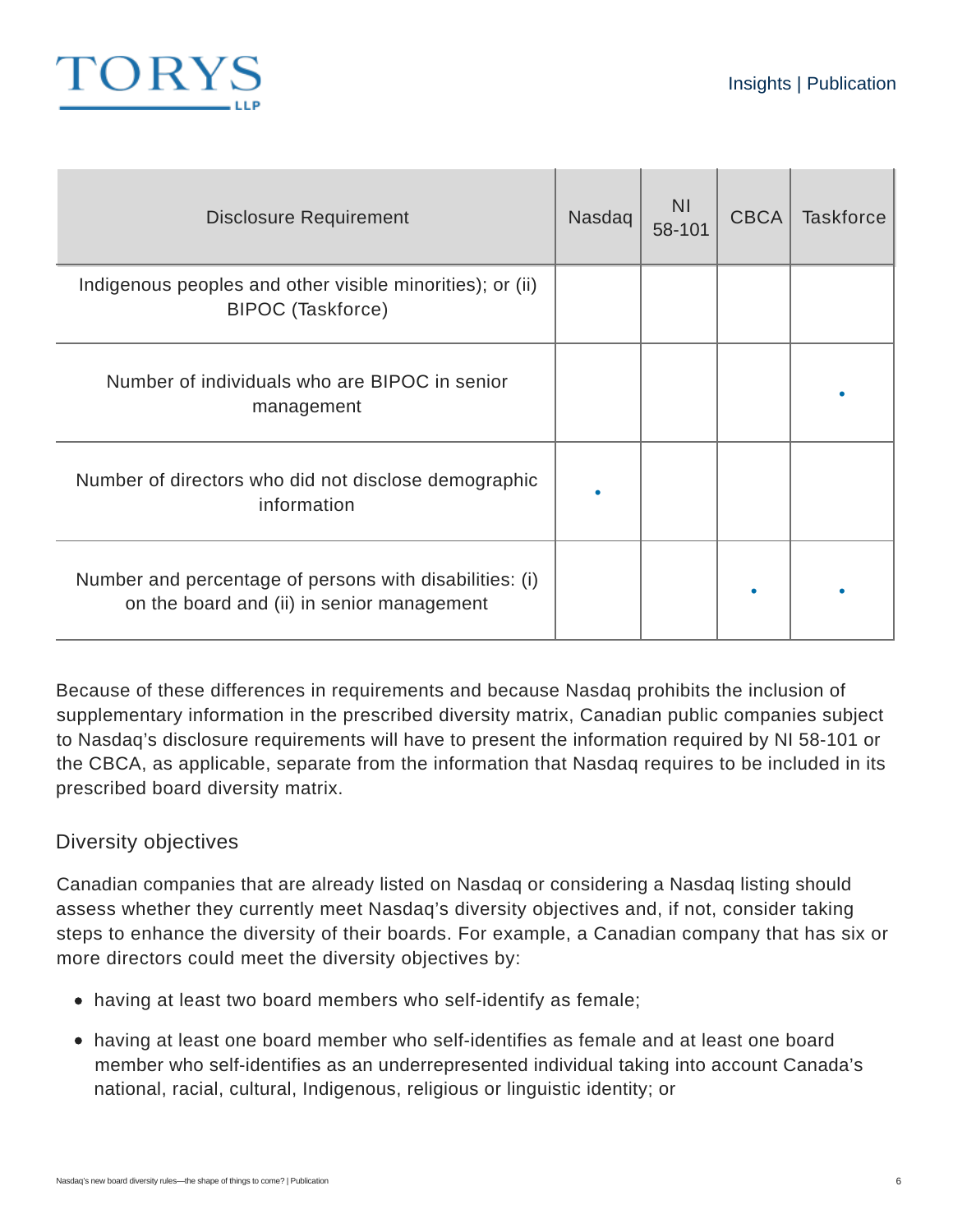| Disclosure Requirement | Nasdaq | NI 58-101 | CBCA | Taskforce |
|---|---|---|---|---|
| Indigenous peoples and other visible minorities); or (ii) BIPOC (Taskforce) | | | | |
| Number of individuals who are BIPOC in senior management | | | | • |
| Number of directors who did not disclose demographic information | • | | | |
| Number and percentage of persons with disabilities: (i) on the board and (ii) in senior management | | | • | • |

Because of these differences in requirements and because Nasdaq prohibits the inclusion of supplementary information in the prescribed diversity matrix, Canadian public companies subject to Nasdaq's disclosure requirements will have to present the information required by NI 58-101 or the CBCA, as applicable, separate from the information that Nasdaq requires to be included in its prescribed board diversity matrix.

## Diversity objectives

Canadian companies that are already listed on Nasdaq or considering a Nasdaq listing should assess whether they currently meet Nasdaq's diversity objectives and, if not, consider taking steps to enhance the diversity of their boards. For example, a Canadian company that has six or more directors could meet the diversity objectives by:

- having at least two board members who self-identify as female;
- having at least one board member who self-identifies as female and at least one board member who self-identifies as an underrepresented individual taking into account Canada's national, racial, cultural, Indigenous, religious or linguistic identity; or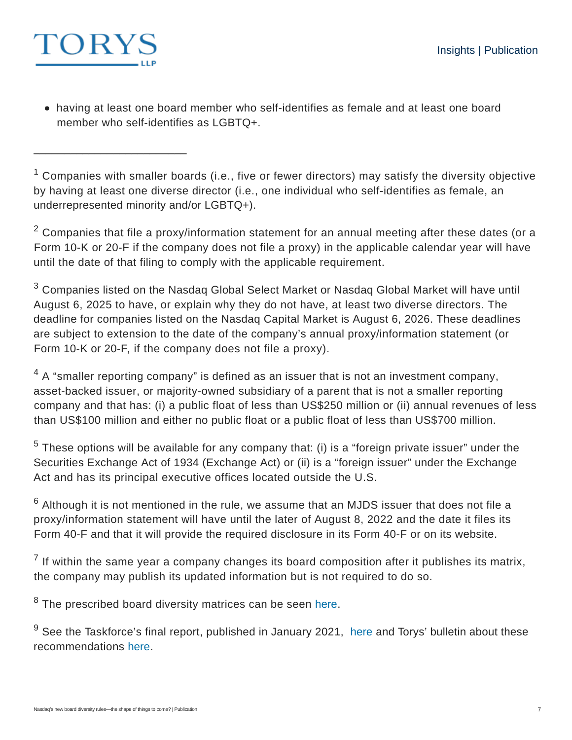- having at least one board member who self-identifies as female and at least one board member who self-identifies as LGBTQ+.

---

[1] Companies with smaller boards (i.e., five or fewer directors) may satisfy the diversity objective by having at least one diverse director (i.e., one individual who self-identifies as female, an underrepresented minority and/or LGBTQ+).

[2] Companies that file a proxy/information statement for an annual meeting after these dates (or a Form 10-K or 20-F if the company does not file a proxy) in the applicable calendar year will have until the date of that filing to comply with the applicable requirement.

[3] Companies listed on the Nasdaq Global Select Market or Nasdaq Global Market will have until August 6, 2025 to have, or explain why they do not have, at least two diverse directors. The deadline for companies listed on the Nasdaq Capital Market is August 6, 2026. These deadlines are subject to extension to the date of the company's annual proxy/information statement (or Form 10-K or 20-F, if the company does not file a proxy).

[4] A "smaller reporting company" is defined as an issuer that is not an investment company, asset-backed issuer, or majority-owned subsidiary of a parent that is not a smaller reporting company and that has: (i) a public float of less than US$250 million or (ii) annual revenues of less than US$100 million and either no public float or a public float of less than US$700 million.

[5] These options will be available for any company that: (i) is a "foreign private issuer" under the Securities Exchange Act of 1934 (Exchange Act) or (ii) is a "foreign issuer" under the Exchange Act and has its principal executive offices located outside the U.S.

[6] Although it is not mentioned in the rule, we assume that an MJDS issuer that does not file a proxy/information statement will have until the later of August 8, 2022 and the date it files its Form 40-F and that it will provide the required disclosure in its Form 40-F or on its website.

[7] If within the same year a company changes its board composition after it publishes its matrix, the company may publish its updated information but is not required to do so.

[8] The prescribed board diversity matrices can be seen here.

[9] See the Taskforce's final report, published in January 2021, here and Torys' bulletin about these recommendations here.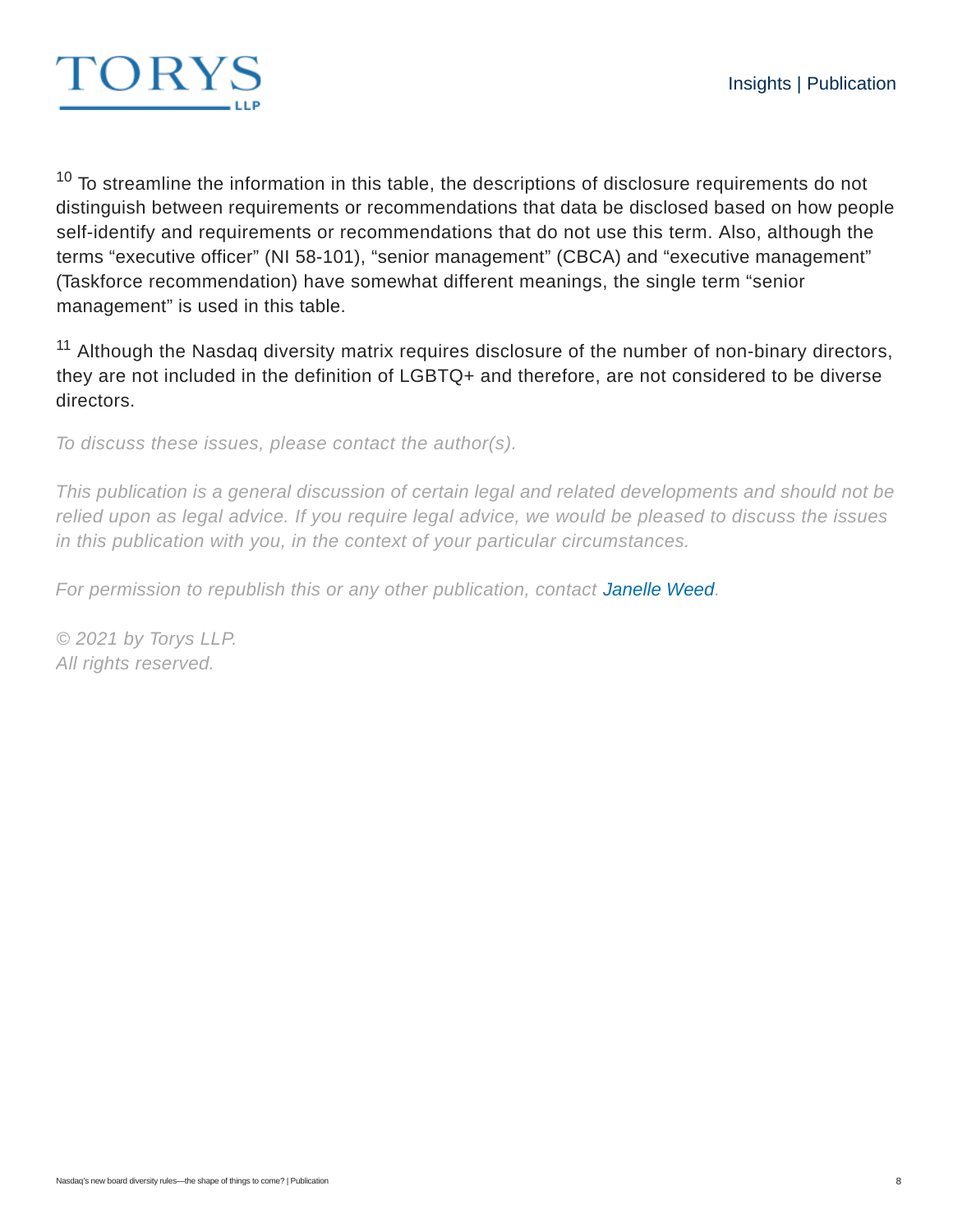[10] To streamline the information in this table, the descriptions of disclosure requirements do not distinguish between requirements or recommendations that data be disclosed based on how people self-identify and requirements or recommendations that do not use this term. Also, although the terms "executive officer" (NI 58-101), "senior management" (CBCA) and "executive management" (Taskforce recommendation) have somewhat different meanings, the single term "senior management" is used in this table.

[11] Although the Nasdaq diversity matrix requires disclosure of the number of non-binary directors, they are not included in the definition of LGBTQ+ and therefore, are not considered to be diverse directors.

*To discuss these issues, please contact the author(s).*

*This publication is a general discussion of certain legal and related developments and should not be relied upon as legal advice. If you require legal advice, we would be pleased to discuss the issues in this publication with you, in the context of your particular circumstances.*

*For permission to republish this or any other publication, contact Janelle Weed.*

*© 2021 by Torys LLP.*
*All rights reserved.*